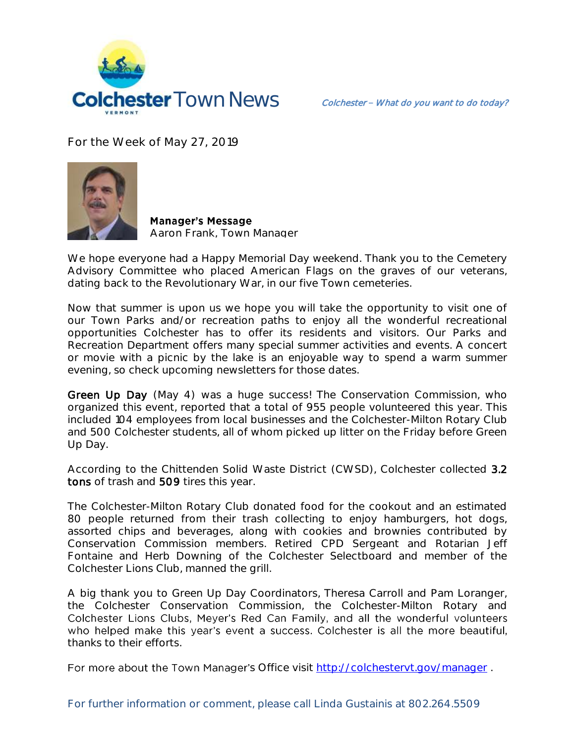# Colchester Town News

*Colchester – What do you want to do today?*

For the Week of May 27, 2019

**Manager's Message**
Aaron Frank, Town Manager

We hope everyone had a Happy Memorial Day weekend. Thank you to the Cemetery Advisory Committee who placed American Flags on the graves of our veterans, dating back to the Revolutionary War, in our five Town cemeteries.

Now that summer is upon us we hope you will take the opportunity to visit one of our Town Parks and/or recreation paths to enjoy all the wonderful recreational opportunities Colchester has to offer its residents and visitors. Our Parks and Recreation Department offers many special summer activities and events. A concert or movie with a picnic by the lake is an enjoyable way to spend a warm summer evening, so check upcoming newsletters for those dates.

**Green Up Day** (May 4) was a huge success! The Conservation Commission, who organized this event, reported that a total of 955 people volunteered this year. This included 104 employees from local businesses and the Colchester-Milton Rotary Club and 500 Colchester students, all of whom picked up litter on the Friday before Green Up Day.

According to the Chittenden Solid Waste District (CWSD), Colchester collected **3.2 tons** of trash and **509** tires this year.

The Colchester-Milton Rotary Club donated food for the cookout and an estimated 80 people returned from their trash collecting to enjoy hamburgers, hot dogs, assorted chips and beverages, along with cookies and brownies contributed by Conservation Commission members. Retired CPD Sergeant and Rotarian Jeff Fontaine and Herb Downing of the Colchester Selectboard and member of the Colchester Lions Club, manned the grill.

A big thank you to Green Up Day Coordinators, Theresa Carroll and Pam Loranger, the Colchester Conservation Commission, the Colchester-Milton Rotary and Colchester Lions Clubs, Meyer's Red Can Family, and all the wonderful volunteers who helped make this year's event a success. Colchester is all the more beautiful, thanks to their efforts.

For more about the Town Manager's Office visit [http://colchestervt.gov/manager](http://colchestervt.gov/manager) .

For further information or comment, please call Linda Gustainis at 802.264.5509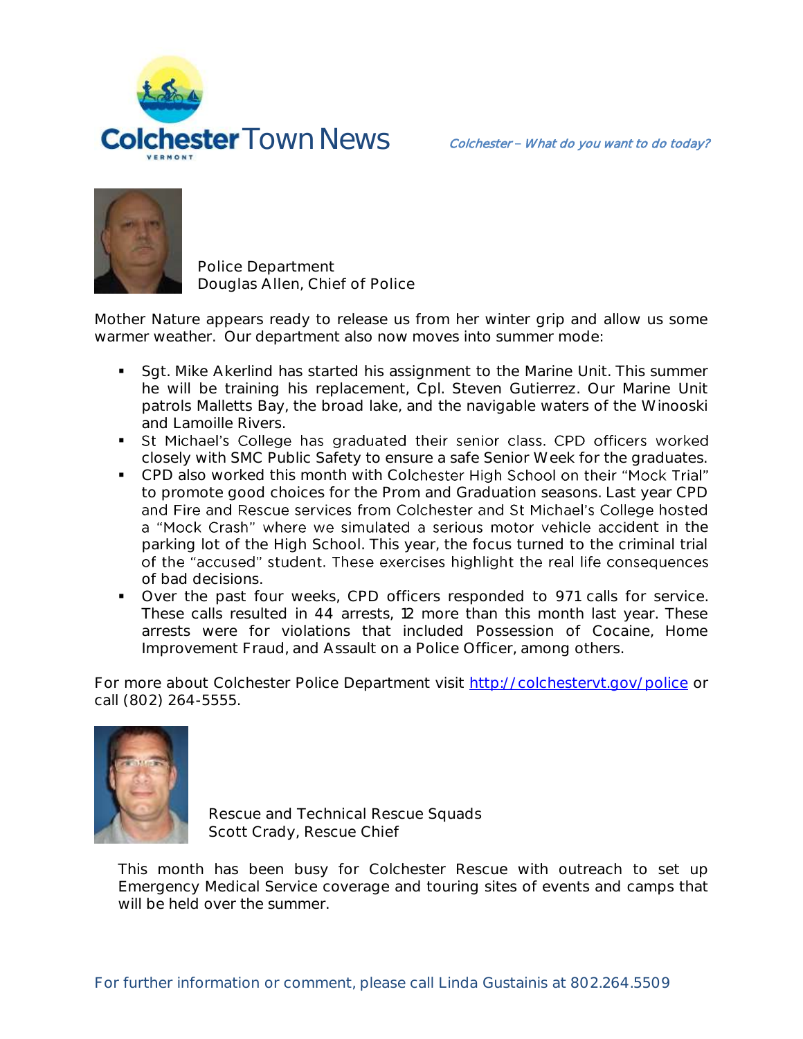Police Department
Douglas Allen, Chief of Police

Mother Nature appears ready to release us from her winter grip and allow us some warmer weather. Our department also now moves into summer mode:

- Sgt. Mike Akerlind has started his assignment to the Marine Unit. This summer he will be training his replacement, Cpl. Steven Gutierrez. Our Marine Unit patrols Malletts Bay, the broad lake, and the navigable waters of the Winooski and Lamoille Rivers.
- St Michael's College has graduated their senior class. CPD officers worked closely with SMC Public Safety to ensure a safe Senior Week for the graduates.
- CPD also worked this month with Colchester High School on their "Mock Trial" to promote good choices for the Prom and Graduation seasons. Last year CPD and Fire and Rescue services from Colchester and St Michael's College hosted a "Mock Crash" where we simulated a serious motor vehicle accident in the parking lot of the High School. This year, the focus turned to the criminal trial of the "accused" student. These exercises highlight the real life consequences of bad decisions.
- Over the past four weeks, CPD officers responded to 971 calls for service. These calls resulted in 44 arrests, 12 more than this month last year. These arrests were for violations that included Possession of Cocaine, Home Improvement Fraud, and Assault on a Police Officer, among others.

For more about Colchester Police Department visit [http://colchestervt.gov/police](http://colchestervt.gov/police) or call (802) 264-5555.

Rescue and Technical Rescue Squads
Scott Crady, Rescue Chief

This month has been busy for Colchester Rescue with outreach to set up Emergency Medical Service coverage and touring sites of events and camps that will be held over the summer.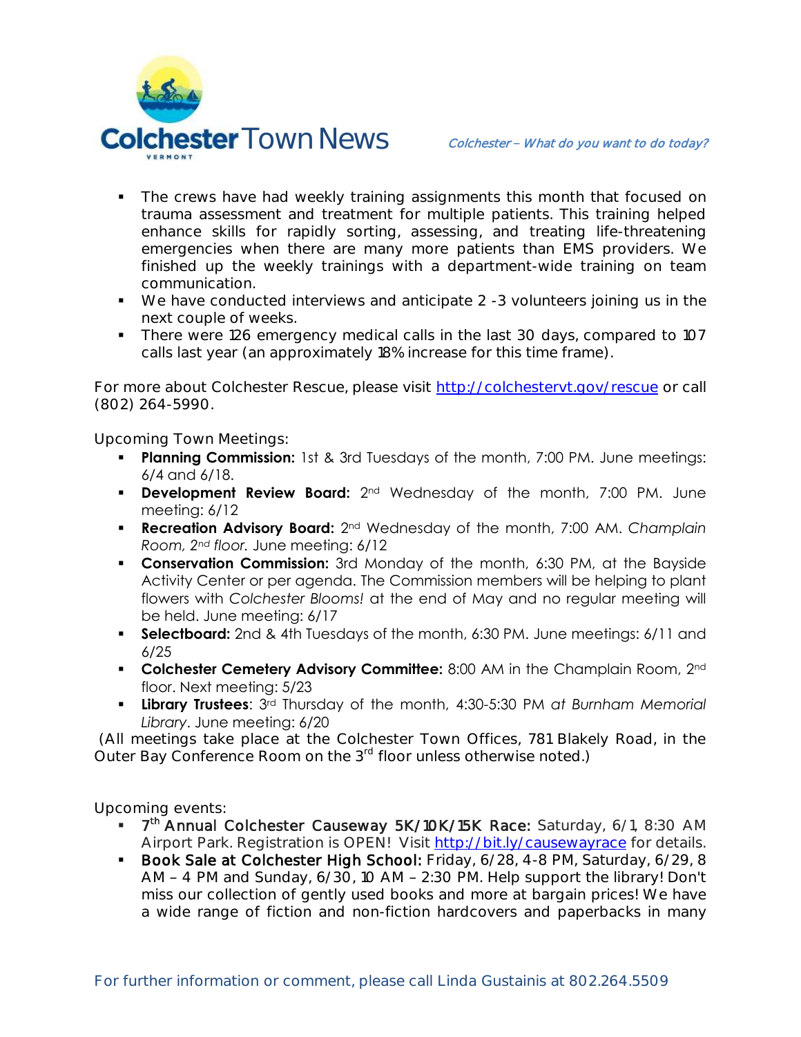- The crews have had weekly training assignments this month that focused on trauma assessment and treatment for multiple patients. This training helped enhance skills for rapidly sorting, assessing, and treating life-threatening emergencies when there are many more patients than EMS providers. We finished up the weekly trainings with a department-wide training on team communication.
- We have conducted interviews and anticipate 2 -3 volunteers joining us in the next couple of weeks.
- There were 126 emergency medical calls in the last 30 days, compared to 107 calls last year (an approximately 18% increase for this time frame).

For more about Colchester Rescue, please visit http://colchestervt.gov/rescue or call (802) 264-5990.

Upcoming Town Meetings:

- **Planning Commission:** 1st & 3rd Tuesdays of the month, 7:00 PM. June meetings: 6/4 and 6/18.
- **Development Review Board:** 2nd Wednesday of the month, 7:00 PM. June meeting: 6/12
- **Recreation Advisory Board:** 2nd Wednesday of the month, 7:00 AM. *Champlain Room, 2nd floor.* June meeting: 6/12
- **Conservation Commission:** 3rd Monday of the month, 6:30 PM, at the Bayside Activity Center or per agenda. The Commission members will be helping to plant flowers with *Colchester Blooms!* at the end of May and no regular meeting will be held. June meeting: 6/17
- **Selectboard:** 2nd & 4th Tuesdays of the month, 6:30 PM. June meetings: 6/11 and 6/25
- **Colchester Cemetery Advisory Committee:** 8:00 AM in the Champlain Room, 2nd floor. Next meeting: 5/23
- **Library Trustees**: 3rd Thursday of the month, 4:30-5:30 PM *at Burnham Memorial Library*. June meeting: 6/20

(All meetings take place at the Colchester Town Offices, 781 Blakely Road, in the Outer Bay Conference Room on the 3rd floor unless otherwise noted.)

Upcoming events:

- **7th Annual Colchester Causeway 5K/10K/15K Race:** Saturday, 6/1, 8:30 AM Airport Park. Registration is OPEN! Visit http://bit.ly/causewayrace for details.
- **Book Sale at Colchester High School:** Friday, 6/28, 4-8 PM, Saturday, 6/29, 8 AM – 4 PM and Sunday, 6/30, 10 AM – 2:30 PM. Help support the library! Don't miss our collection of gently used books and more at bargain prices! We have a wide range of fiction and non-fiction hardcovers and paperbacks in many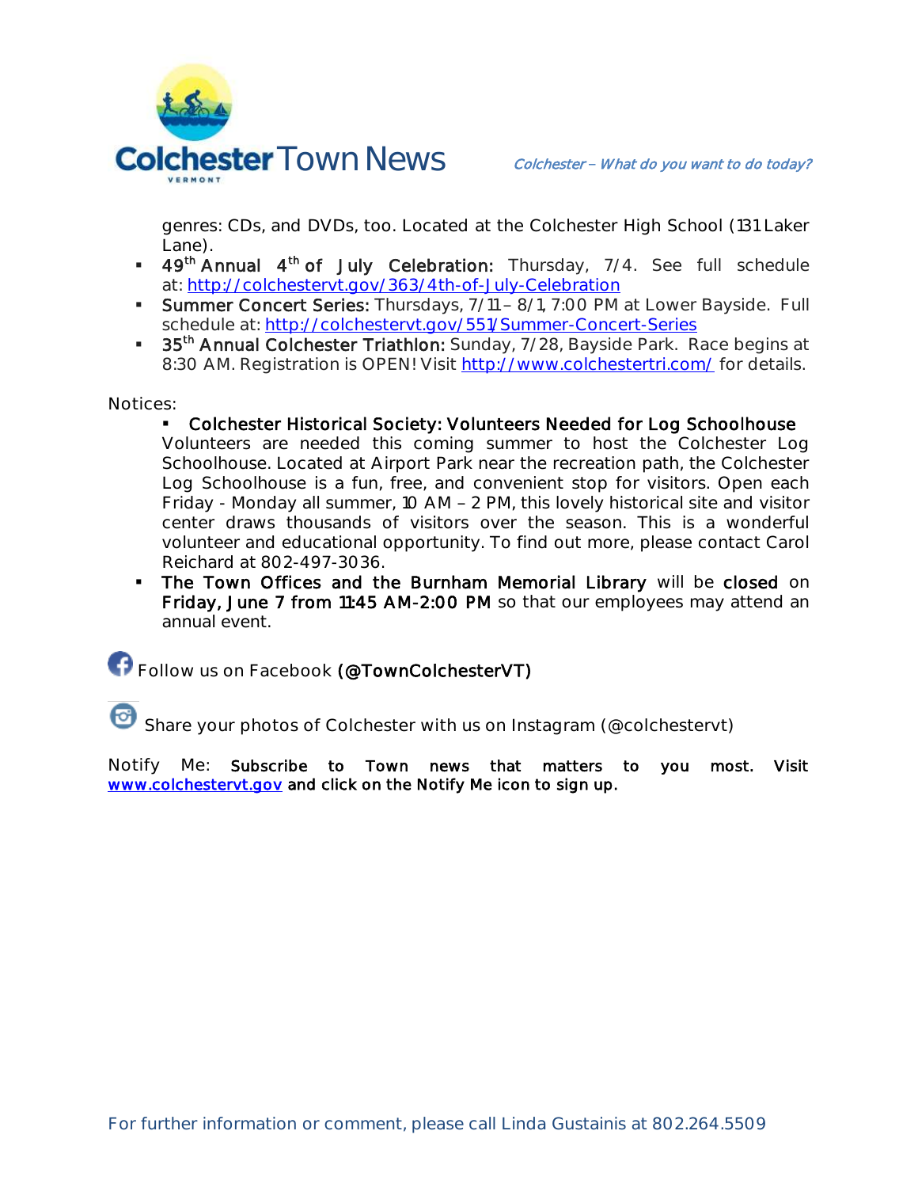genres: CDs, and DVDs, too. Located at the Colchester High School (131 Laker Lane).

- **49th Annual 4th of July Celebration:** Thursday, 7/4. See full schedule at: http://colchestervt.gov/363/4th-of-July-Celebration
- **Summer Concert Series:** Thursdays, 7/11 – 8/1, 7:00 PM at Lower Bayside. Full schedule at: http://colchestervt.gov/551/Summer-Concert-Series
- **35th Annual Colchester Triathlon:** Sunday, 7/28, Bayside Park. Race begins at 8:30 AM. Registration is OPEN! Visit http://www.colchestertri.com/ for details.

Notices:

- **Colchester Historical Society: Volunteers Needed for Log Schoolhouse**
  Volunteers are needed this coming summer to host the Colchester Log Schoolhouse. Located at Airport Park near the recreation path, the Colchester Log Schoolhouse is a fun, free, and convenient stop for visitors. Open each Friday - Monday all summer, 10 AM – 2 PM, this lovely historical site and visitor center draws thousands of visitors over the season. This is a wonderful volunteer and educational opportunity. To find out more, please contact Carol Reichard at 802-497-3036.
- **The Town Offices and the Burnham Memorial Library** will be **closed** on **Friday, June 7 from 11:45 AM-2:00 PM** so that our employees may attend an annual event.

Follow us on Facebook **(@TownColchesterVT)**

Share your photos of Colchester with us on Instagram (@colchestervt)

Notify Me: **Subscribe to Town news that matters to you most. Visit www.colchestervt.gov and click on the Notify Me icon to sign up.**

For further information or comment, please call Linda Gustainis at 802.264.5509